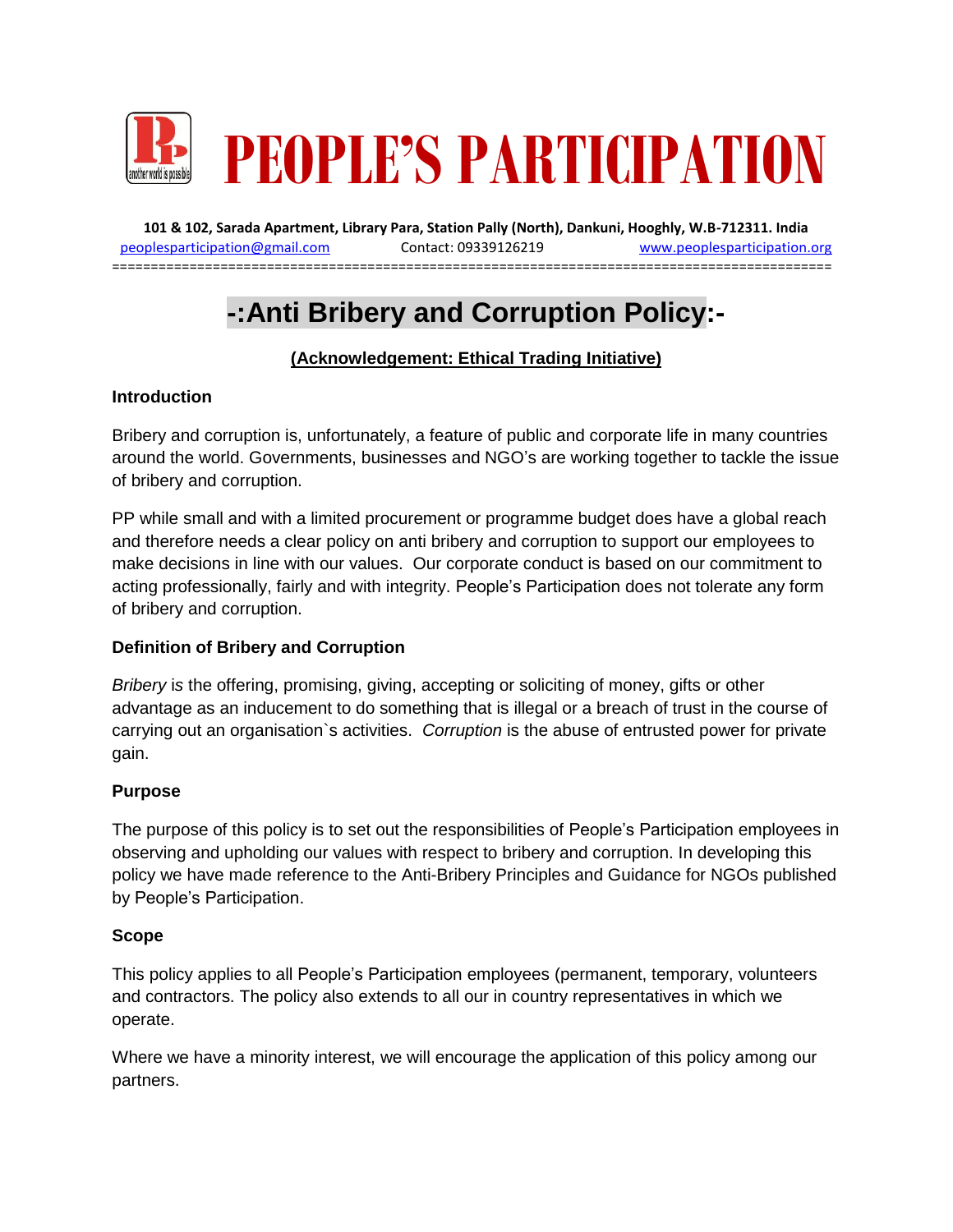# PEOPLE'S PARTICIPATION

**101 & 102, Sarada Apartment, Library Para, Station Pally (North), Dankuni, Hooghly, W.B-712311. India**

peoplesparticipation@gmail.com Contact: 09339126219 www.peoplesparticipation.org

## -:Anti Bribery and Corruption Policy:-

**(Acknowledgement: Ethical Trading Initiative)**

### Introduction

Bribery and corruption is, unfortunately, a feature of public and corporate life in many countries around the world. Governments, businesses and NGO's are working together to tackle the issue of bribery and corruption.

PP while small and with a limited procurement or programme budget does have a global reach and therefore needs a clear policy on anti bribery and corruption to support our employees to make decisions in line with our values. Our corporate conduct is based on our commitment to acting professionally, fairly and with integrity. People's Participation does not tolerate any form of bribery and corruption.

### Definition of Bribery and Corruption

*Bribery* is the offering, promising, giving, accepting or soliciting of money, gifts or other advantage as an inducement to do something that is illegal or a breach of trust in the course of carrying out an organisation`s activities. *Corruption* is the abuse of entrusted power for private gain.

### Purpose

The purpose of this policy is to set out the responsibilities of People's Participation employees in observing and upholding our values with respect to bribery and corruption. In developing this policy we have made reference to the Anti-Bribery Principles and Guidance for NGOs published by People's Participation.

### Scope

This policy applies to all People's Participation employees (permanent, temporary, volunteers and contractors. The policy also extends to all our in country representatives in which we operate.

Where we have a minority interest, we will encourage the application of this policy among our partners.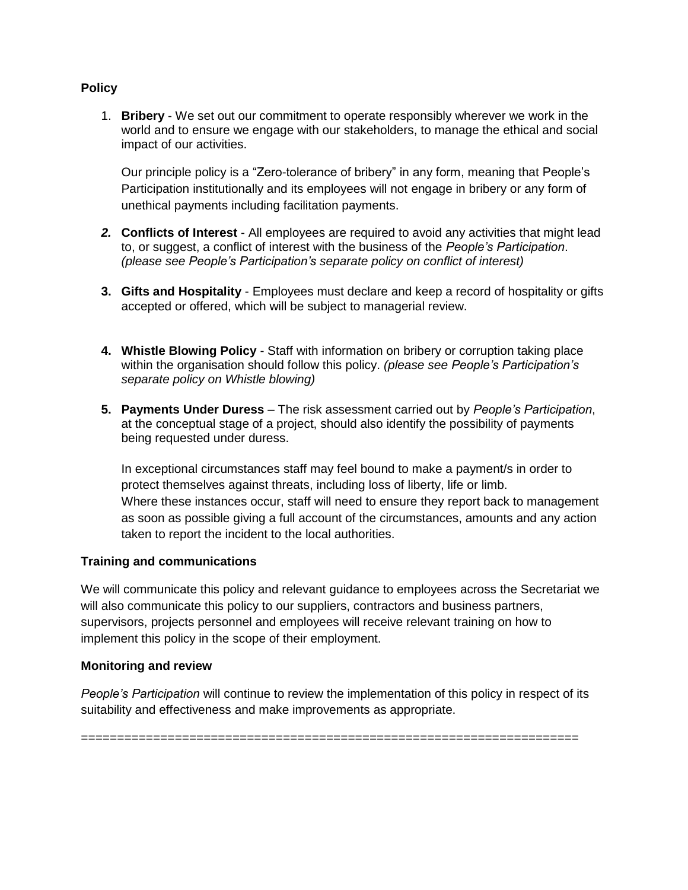**Policy**

1. **Bribery** - We set out our commitment to operate responsibly wherever we work in the world and to ensure we engage with our stakeholders, to manage the ethical and social impact of our activities.

   Our principle policy is a "Zero-tolerance of bribery" in any form, meaning that People's Participation institutionally and its employees will not engage in bribery or any form of unethical payments including facilitation payments.

2. **Conflicts of Interest** - All employees are required to avoid any activities that might lead to, or suggest, a conflict of interest with the business of the *People's Participation*. *(please see People's Participation's separate policy on conflict of interest)*

3. **Gifts and Hospitality** - Employees must declare and keep a record of hospitality or gifts accepted or offered, which will be subject to managerial review.

4. **Whistle Blowing Policy** - Staff with information on bribery or corruption taking place within the organisation should follow this policy. *(please see People's Participation's separate policy on Whistle blowing)*

5. **Payments Under Duress** – The risk assessment carried out by *People's Participation*, at the conceptual stage of a project, should also identify the possibility of payments being requested under duress.

   In exceptional circumstances staff may feel bound to make a payment/s in order to protect themselves against threats, including loss of liberty, life or limb. Where these instances occur, staff will need to ensure they report back to management as soon as possible giving a full account of the circumstances, amounts and any action taken to report the incident to the local authorities.

**Training and communications**

We will communicate this policy and relevant guidance to employees across the Secretariat we will also communicate this policy to our suppliers, contractors and business partners, supervisors, projects personnel and employees will receive relevant training on how to implement this policy in the scope of their employment.

**Monitoring and review**

*People's Participation* will continue to review the implementation of this policy in respect of its suitability and effectiveness and make improvements as appropriate.

======================================================================